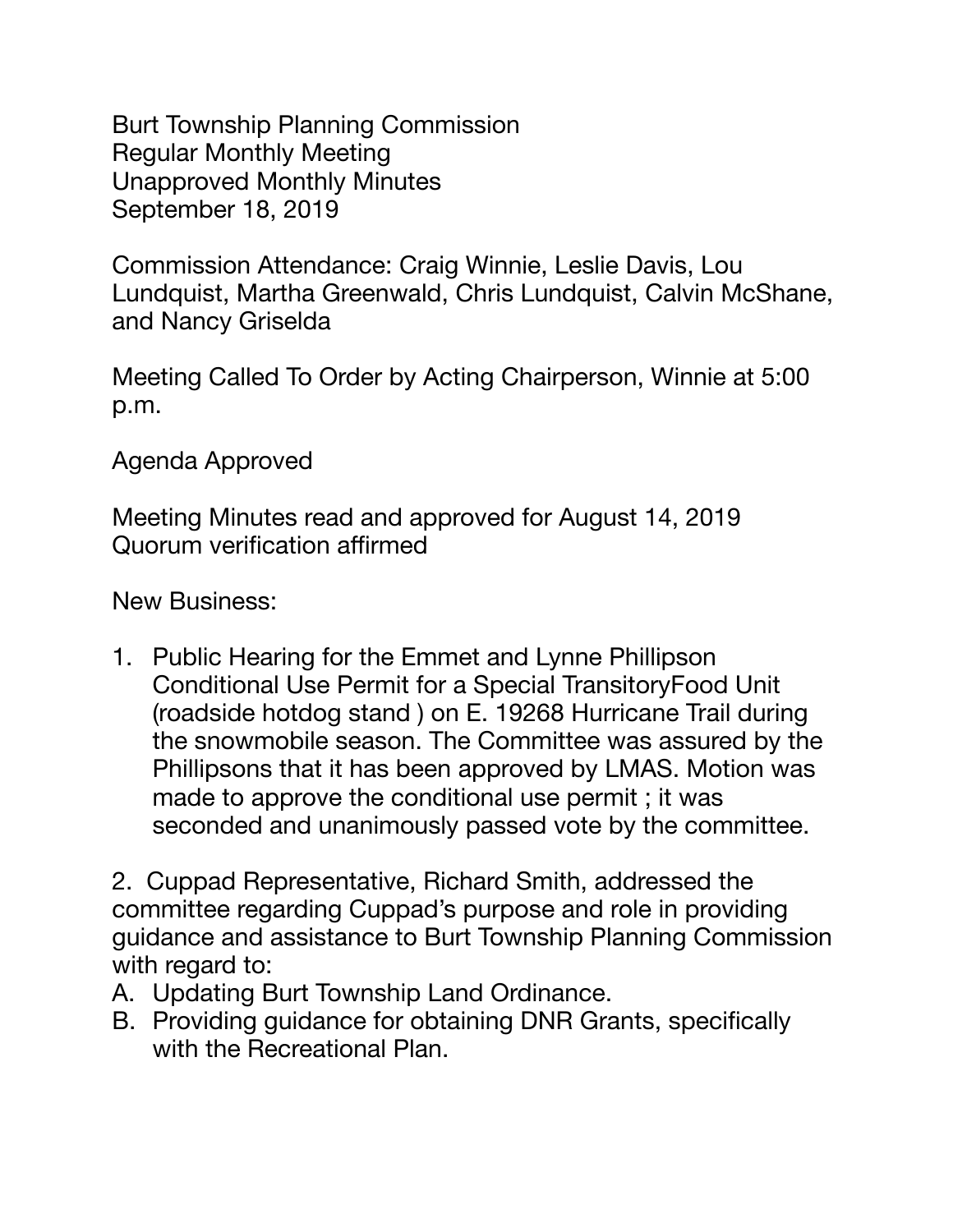Burt Township Planning Commission
Regular Monthly Meeting
Unapproved Monthly Minutes
September 18, 2019

Commission Attendance: Craig Winnie, Leslie Davis, Lou Lundquist, Martha Greenwald, Chris Lundquist, Calvin McShane, and Nancy Griselda

Meeting Called To Order by Acting Chairperson, Winnie at 5:00 p.m.

Agenda Approved

Meeting Minutes read and approved for August 14, 2019
Quorum verification affirmed

New Business:

1. Public Hearing for the Emmet and Lynne Phillipson Conditional Use Permit for a Special TransitoryFood Unit (roadside hotdog stand ) on E. 19268 Hurricane Trail during the snowmobile season. The Committee was assured by the Phillipsons that it has been approved by LMAS. Motion was made to approve the conditional use permit ; it was seconded and unanimously passed vote by the committee.

2. Cuppad Representative, Richard Smith, addressed the committee regarding Cuppad's purpose and role in providing guidance and assistance to Burt Township Planning Commission with regard to:

A. Updating Burt Township Land Ordinance.
B. Providing guidance for obtaining DNR Grants, specifically with the Recreational Plan.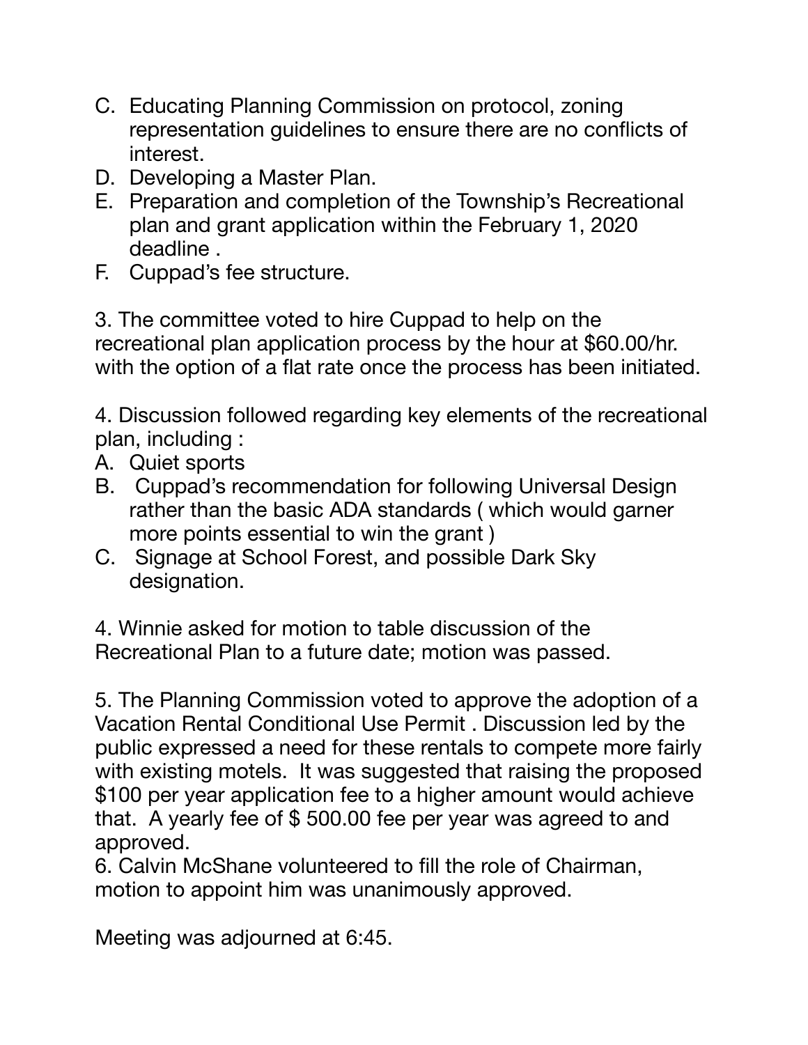C. Educating Planning Commission on protocol, zoning representation guidelines to ensure there are no conflicts of interest.
D. Developing a Master Plan.
E. Preparation and completion of the Township's Recreational plan and grant application within the February 1, 2020 deadline .
F. Cuppad's fee structure.

3. The committee voted to hire Cuppad to help on the recreational plan application process by the hour at $60.00/hr. with the option of a flat rate once the process has been initiated.

4. Discussion followed regarding key elements of the recreational plan, including :

A. Quiet sports
B. Cuppad's recommendation for following Universal Design rather than the basic ADA standards ( which would garner more points essential to win the grant )
C. Signage at School Forest, and possible Dark Sky designation.

4. Winnie asked for motion to table discussion of the Recreational Plan to a future date; motion was passed.

5. The Planning Commission voted to approve the adoption of a Vacation Rental Conditional Use Permit . Discussion led by the public expressed a need for these rentals to compete more fairly with existing motels. It was suggested that raising the proposed $100 per year application fee to a higher amount would achieve that. A yearly fee of $ 500.00 fee per year was agreed to and approved.

6. Calvin McShane volunteered to fill the role of Chairman, motion to appoint him was unanimously approved.

Meeting was adjourned at 6:45.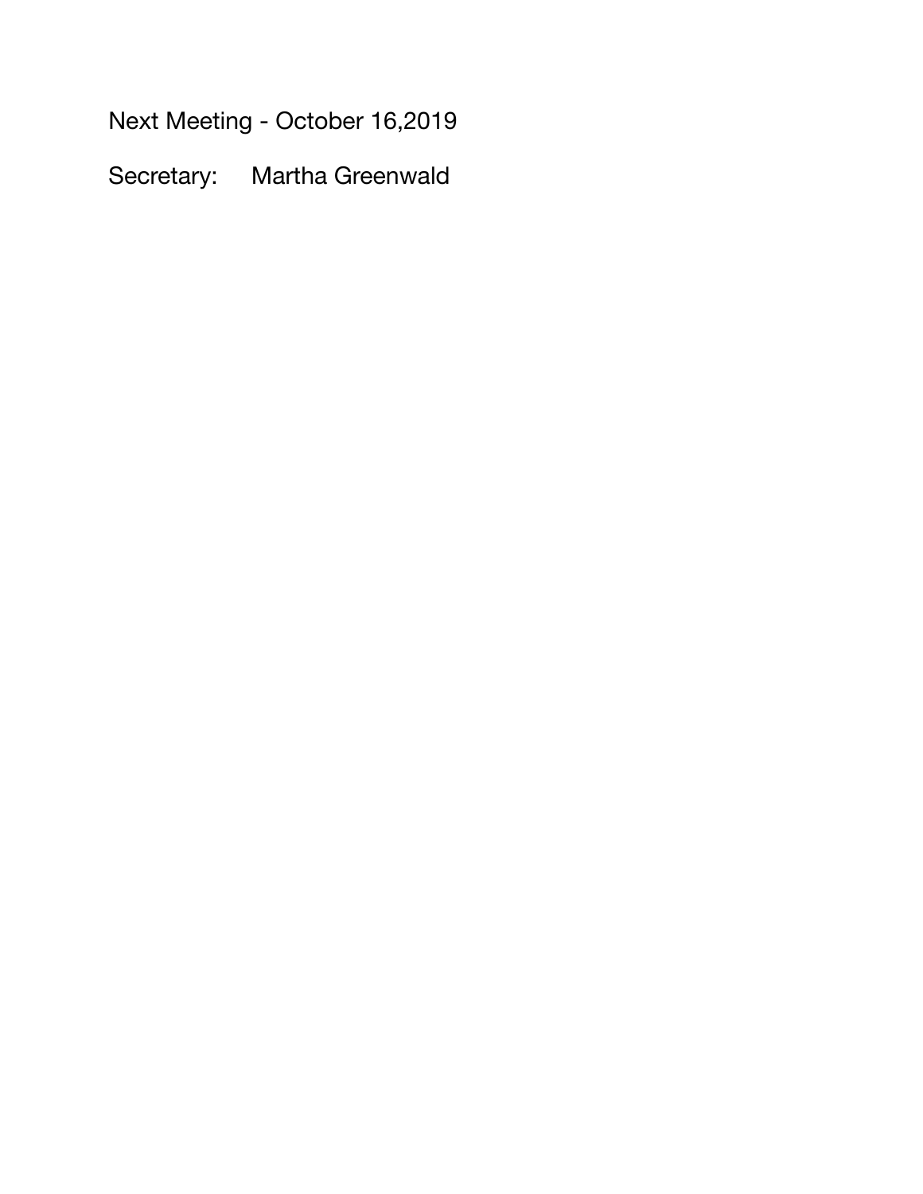Next Meeting - October 16,2019

Secretary: Martha Greenwald